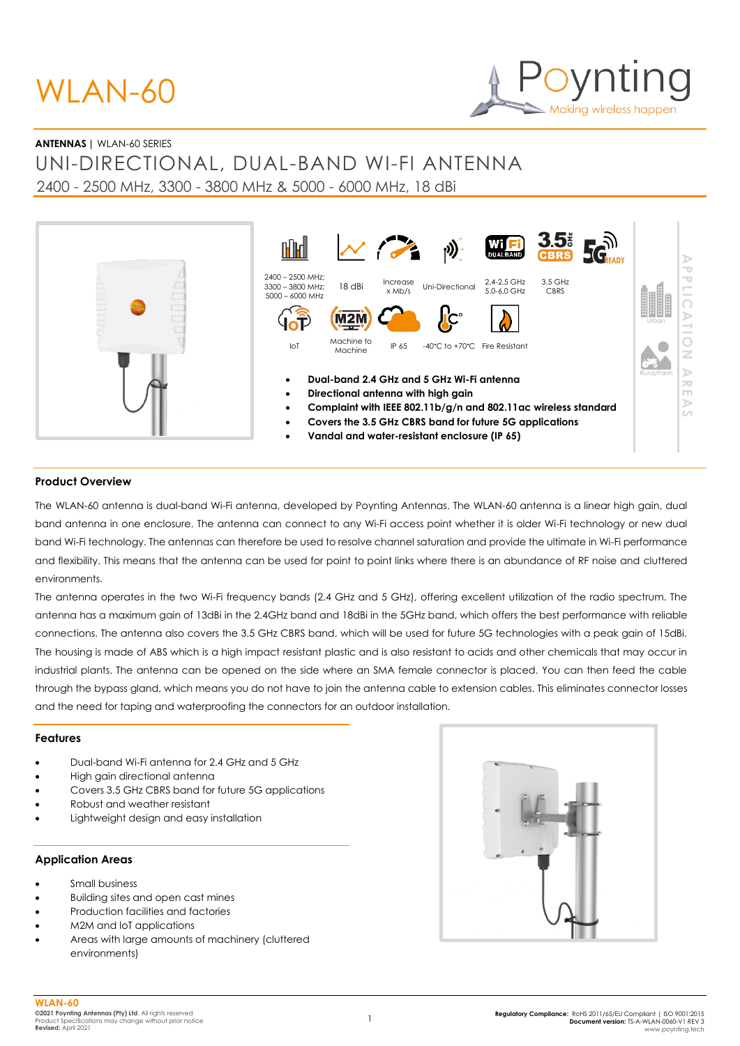# WLAN-60

Poynting
Making wireless happen

**ANTENNAS** | WLAN-60 SERIES

## UNI-DIRECTIONAL, DUAL-BAND WI-FI ANTENNA

2400 - 2500 MHz, 3300 - 3800 MHz & 5000 - 6000 MHz, 18 dBi

2400 – 2500 MHz; 3300 – 3800 MHz; 5000 – 6000 MHz | 18 dBi | Increase x Mb/s | Uni-Directional | 2.4-2.5 GHz 5.0-6.0 GHz | 3.5 GHz CBRS

IoT | Machine to Machine | IP 65 | -40°C to +70°C | Fire Resistant

- **Dual-band 2.4 GHz and 5 GHz Wi-Fi antenna**
- **Directional antenna with high gain**
- **Complaint with IEEE 802.11b/g/n and 802.11ac wireless standard**
- **Covers the 3.5 GHz CBRS band for future 5G applications**
- **Vandal and water-resistant enclosure (IP 65)**

APPLICATION AREAS: Urban, Rural/Farm

### Product Overview

The WLAN-60 antenna is dual-band Wi-Fi antenna, developed by Poynting Antennas. The WLAN-60 antenna is a linear high gain, dual band antenna in one enclosure. The antenna can connect to any Wi-Fi access point whether it is older Wi-Fi technology or new dual band Wi-Fi technology. The antennas can therefore be used to resolve channel saturation and provide the ultimate in Wi-Fi performance and flexibility. This means that the antenna can be used for point to point links where there is an abundance of RF noise and cluttered environments.

The antenna operates in the two Wi-Fi frequency bands (2.4 GHz and 5 GHz), offering excellent utilization of the radio spectrum. The antenna has a maximum gain of 13dBi in the 2.4GHz band and 18dBi in the 5GHz band, which offers the best performance with reliable connections. The antenna also covers the 3.5 GHz CBRS band, which will be used for future 5G technologies with a peak gain of 15dBi. The housing is made of ABS which is a high impact resistant plastic and is also resistant to acids and other chemicals that may occur in industrial plants. The antenna can be opened on the side where an SMA female connector is placed. You can then feed the cable through the bypass gland, which means you do not have to join the antenna cable to extension cables. This eliminates connector losses and the need for taping and waterproofing the connectors for an outdoor installation.

### Features

- Dual-band Wi-Fi antenna for 2.4 GHz and 5 GHz
- High gain directional antenna
- Covers 3.5 GHz CBRS band for future 5G applications
- Robust and weather resistant
- Lightweight design and easy installation

### Application Areas

- Small business
- Building sites and open cast mines
- Production facilities and factories
- M2M and IoT applications
- Areas with large amounts of machinery (cluttered environments)

**WLAN-60**
**©2021 Poynting Antennas (Pty) Ltd.** All rights reserved
Product Specifications may change without prior notice
**Revised:** April 2021

**Regulatory Compliance:** RoHS 2011/65/EU Compliant | ISO 9001:2015
**Document version:** TS-A-WLAN-0060-V1 REV 3
www.poynting.tech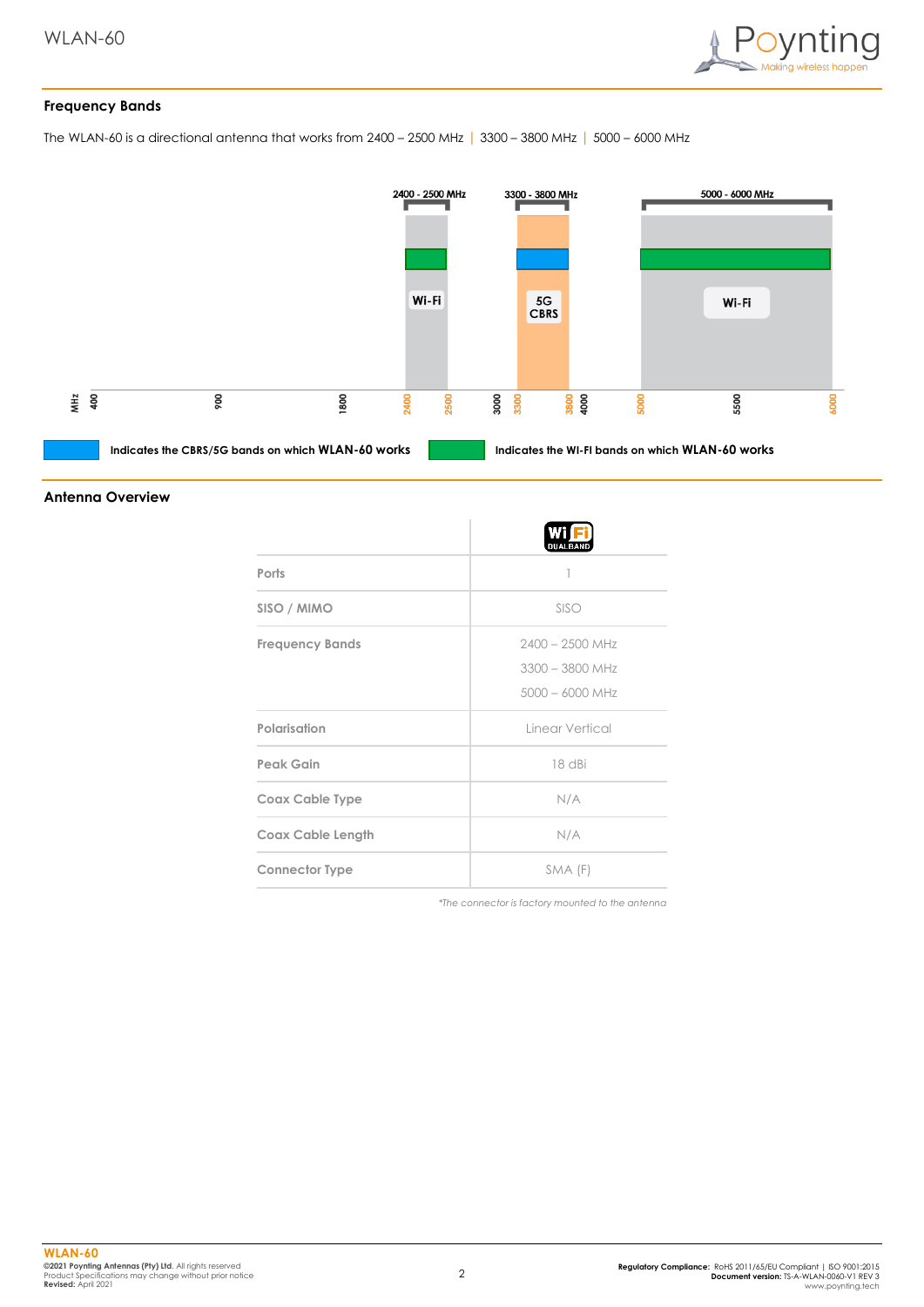## Frequency Bands

The WLAN-60 is a directional antenna that works from 2400 – 2500 MHz | 3300 – 3800 MHz | 5000 – 6000 MHz

2400 - 2500 MHz | 3300 - 3800 MHz | 5000 - 6000 MHz

Wi-Fi | 5G CBRS | Wi-Fi

MHz 400 | 900 | 1800 | 2400 | 2500 | 3000 | 3300 | 3800 | 4000 | 5000 | 5500 | 6000

Indicates the CBRS/5G bands on which **WLAN-60** works

Indicates the WI-FI bands on which **WLAN-60** works

## Antenna Overview

| | Wi-Fi DUAL BAND |
|---|---|
| Ports | 1 |
| SISO / MIMO | SISO |
| Frequency Bands | 2400 – 2500 MHz<br>3300 – 3800 MHz<br>5000 – 6000 MHz |
| Polarisation | Linear Vertical |
| Peak Gain | 18 dBi |
| Coax Cable Type | N/A |
| Coax Cable Length | N/A |
| Connector Type | SMA (F) |

*\*The connector is factory mounted to the antenna*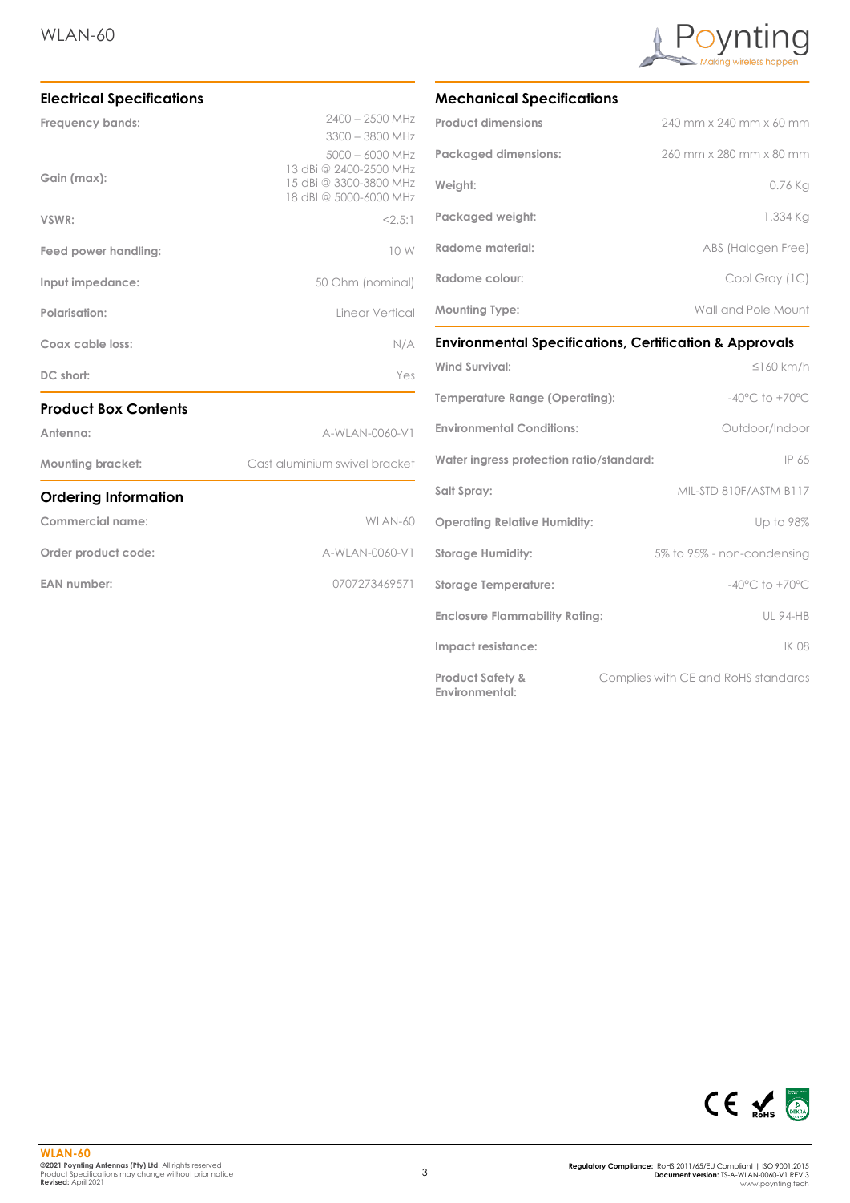## Electrical Specifications

| | |
|---|---|
| **Frequency bands:** | 2400 – 2500 MHz<br>3300 – 3800 MHz<br>5000 – 6000 MHz |
| **Gain (max):** | 13 dBi @ 2400-2500 MHz<br>15 dBi @ 3300-3800 MHz<br>18 dBi @ 5000-6000 MHz |
| **VSWR:** | <2.5:1 |
| **Feed power handling:** | 10 W |
| **Input impedance:** | 50 Ohm (nominal) |
| **Polarisation:** | Linear Vertical |
| **Coax cable loss:** | N/A |
| **DC short:** | Yes |

## Product Box Contents

| | |
|---|---|
| **Antenna:** | A-WLAN-0060-V1 |
| **Mounting bracket:** | Cast aluminium swivel bracket |

## Ordering Information

| | |
|---|---|
| **Commercial name:** | WLAN-60 |
| **Order product code:** | A-WLAN-0060-V1 |
| **EAN number:** | 0707273469571 |

## Mechanical Specifications

| | |
|---|---|
| **Product dimensions** | 240 mm x 240 mm x 60 mm |
| **Packaged dimensions:** | 260 mm x 280 mm x 80 mm |
| **Weight:** | 0.76 Kg |
| **Packaged weight:** | 1.334 Kg |
| **Radome material:** | ABS (Halogen Free) |
| **Radome colour:** | Cool Gray (1C) |
| **Mounting Type:** | Wall and Pole Mount |

## Environmental Specifications, Certification & Approvals

| | |
|---|---|
| **Wind Survival:** | ≤160 km/h |
| **Temperature Range (Operating):** | -40°C to +70°C |
| **Environmental Conditions:** | Outdoor/Indoor |
| **Water ingress protection ratio/standard:** | IP 65 |
| **Salt Spray:** | MIL-STD 810F/ASTM B117 |
| **Operating Relative Humidity:** | Up to 98% |
| **Storage Humidity:** | 5% to 95% - non-condensing |
| **Storage Temperature:** | -40°C to +70°C |
| **Enclosure Flammability Rating:** | UL 94-HB |
| **Impact resistance:** | IK 08 |
| **Product Safety & Environmental:** | Complies with CE and RoHS standards |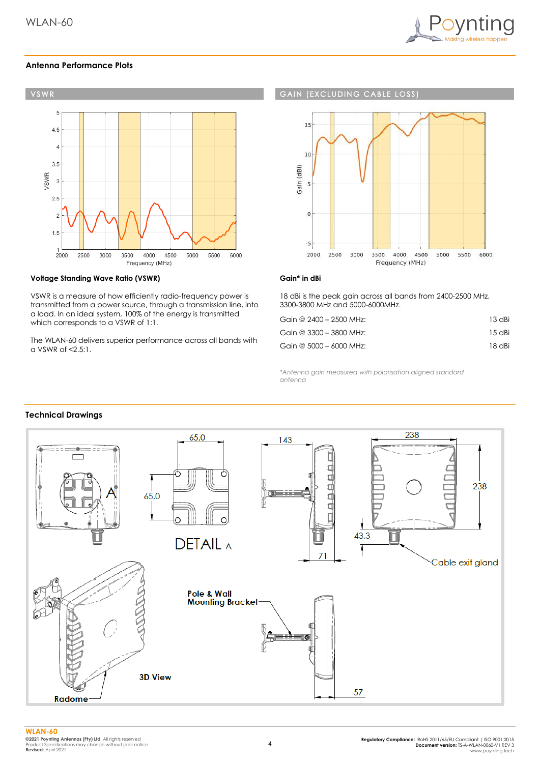## Antenna Performance Plots

**VSWR**

**GAIN (EXCLUDING CABLE LOSS)**

### Voltage Standing Wave Ratio (VSWR)

VSWR is a measure of how efficiently radio-frequency power is transmitted from a power source, through a transmission line, into a load. In an ideal system, 100% of the energy is transmitted which corresponds to a VSWR of 1:1.

The WLAN-60 delivers superior performance across all bands with a VSWR of <2.5:1.

### Gain* in dBi

18 dBi is the peak gain across all bands from 2400-2500 MHz, 3300-3800 MHz and 5000-6000MHz.

| | |
|---|---|
| Gain @ 2400 – 2500 MHz: | 13 dBi |
| Gain @ 3300 – 3800 MHz: | 15 dBi |
| Gain @ 5000 – 6000 MHz: | 18 dBi |

*\*Antenna gain measured with polarisation aligned standard antenna*

## Technical Drawings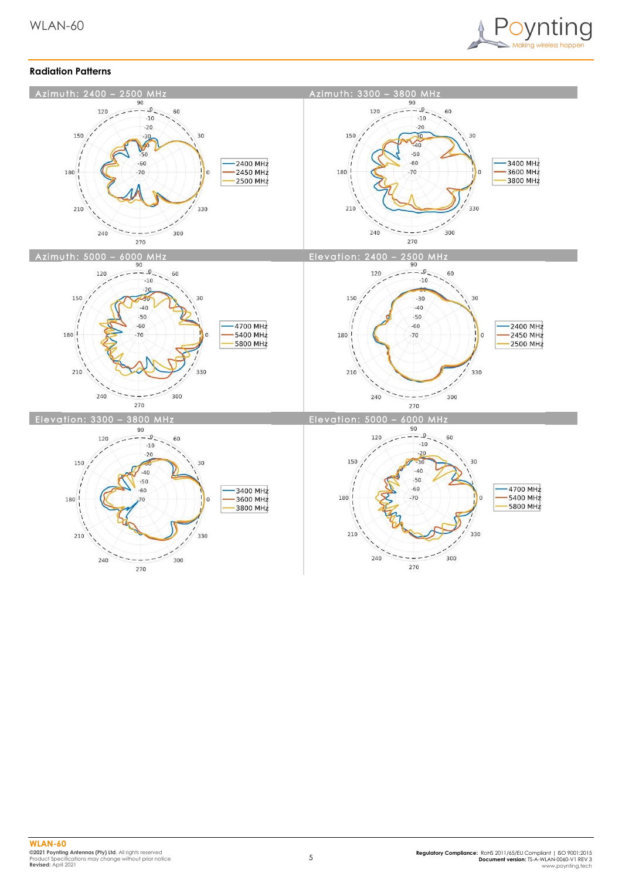## Radiation Patterns

### Azimuth: 2400 – 2500 MHz

- 2400 MHz
- 2450 MHz
- 2500 MHz

### Azimuth: 3300 – 3800 MHz

- 3400 MHz
- 3600 MHz
- 3800 MHz

### Azimuth: 5000 – 6000 MHz

- 4700 MHz
- 5400 MHz
- 5800 MHz

### Elevation: 2400 – 2500 MHz

- 2400 MHz
- 2450 MHz
- 2500 MHz

### Elevation: 3300 – 3800 MHz

- 3400 MHz
- 3600 MHz
- 3800 MHz

### Elevation: 5000 – 6000 MHz

- 4700 MHz
- 5400 MHz
- 5800 MHz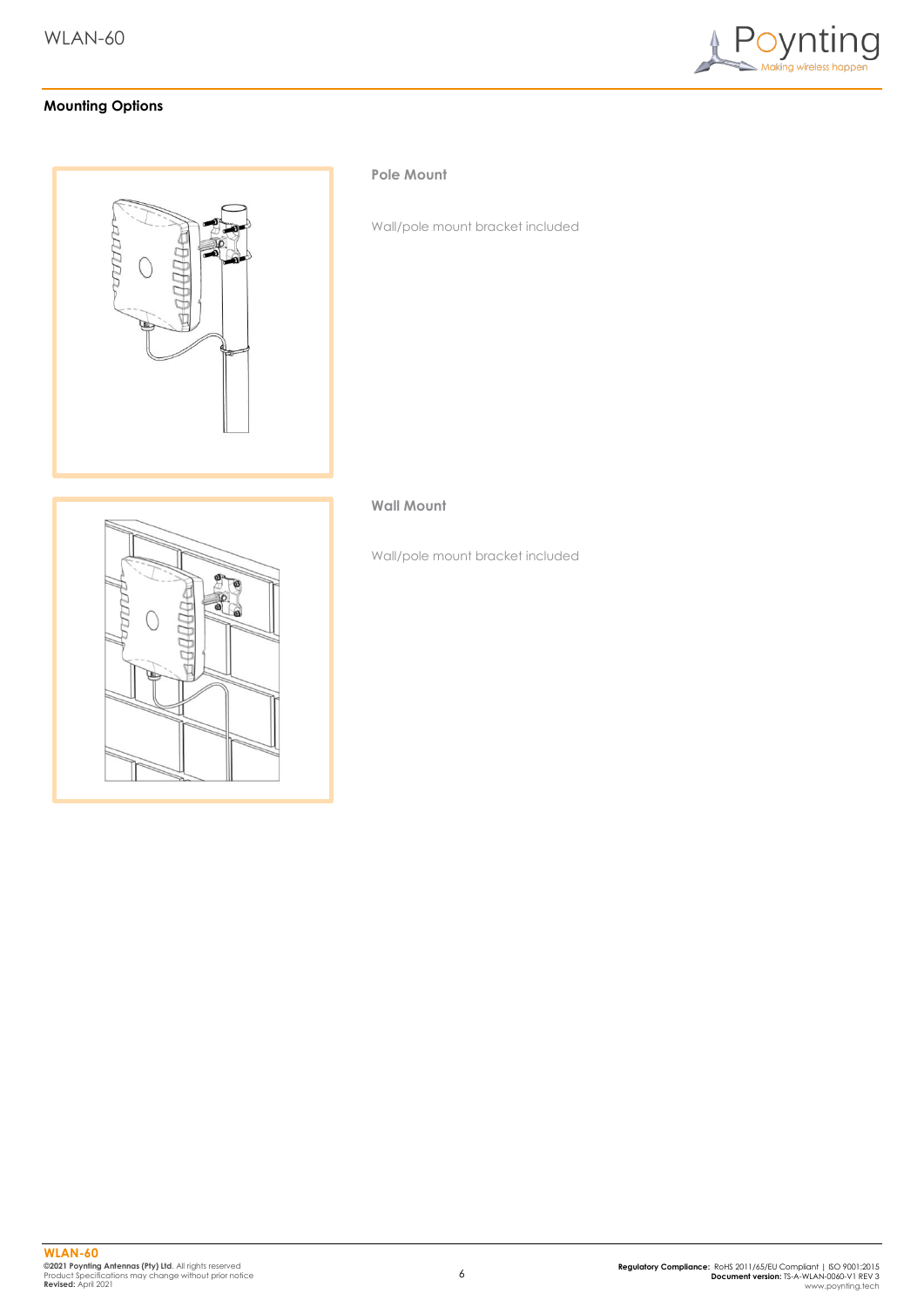## Mounting Options

### Pole Mount

Wall/pole mount bracket included

### Wall Mount

Wall/pole mount bracket included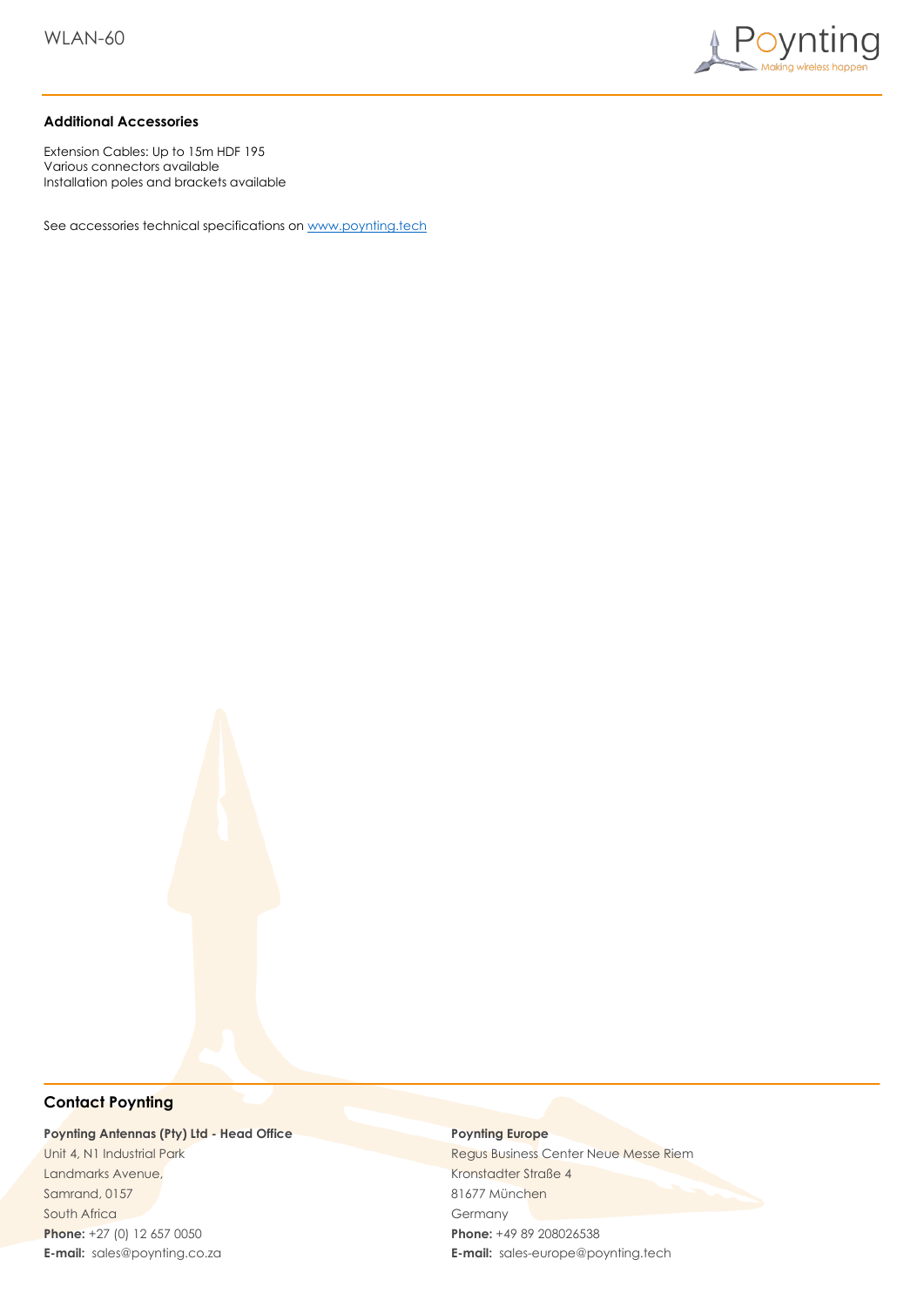### Additional Accessories

Extension Cables: Up to 15m HDF 195
Various connectors available
Installation poles and brackets available

See accessories technical specifications on [www.poynting.tech](http://www.poynting.tech)

## Contact Poynting

**Poynting Antennas (Pty) Ltd - Head Office**
Unit 4, N1 Industrial Park
Landmarks Avenue,
Samrand, 0157
South Africa
**Phone:** +27 (0) 12 657 0050
**E-mail:** sales@poynting.co.za

**Poynting Europe**
Regus Business Center Neue Messe Riem
Kronstadter Straße 4
81677 München
Germany
**Phone:** +49 89 208026538
**E-mail:** sales-europe@poynting.tech